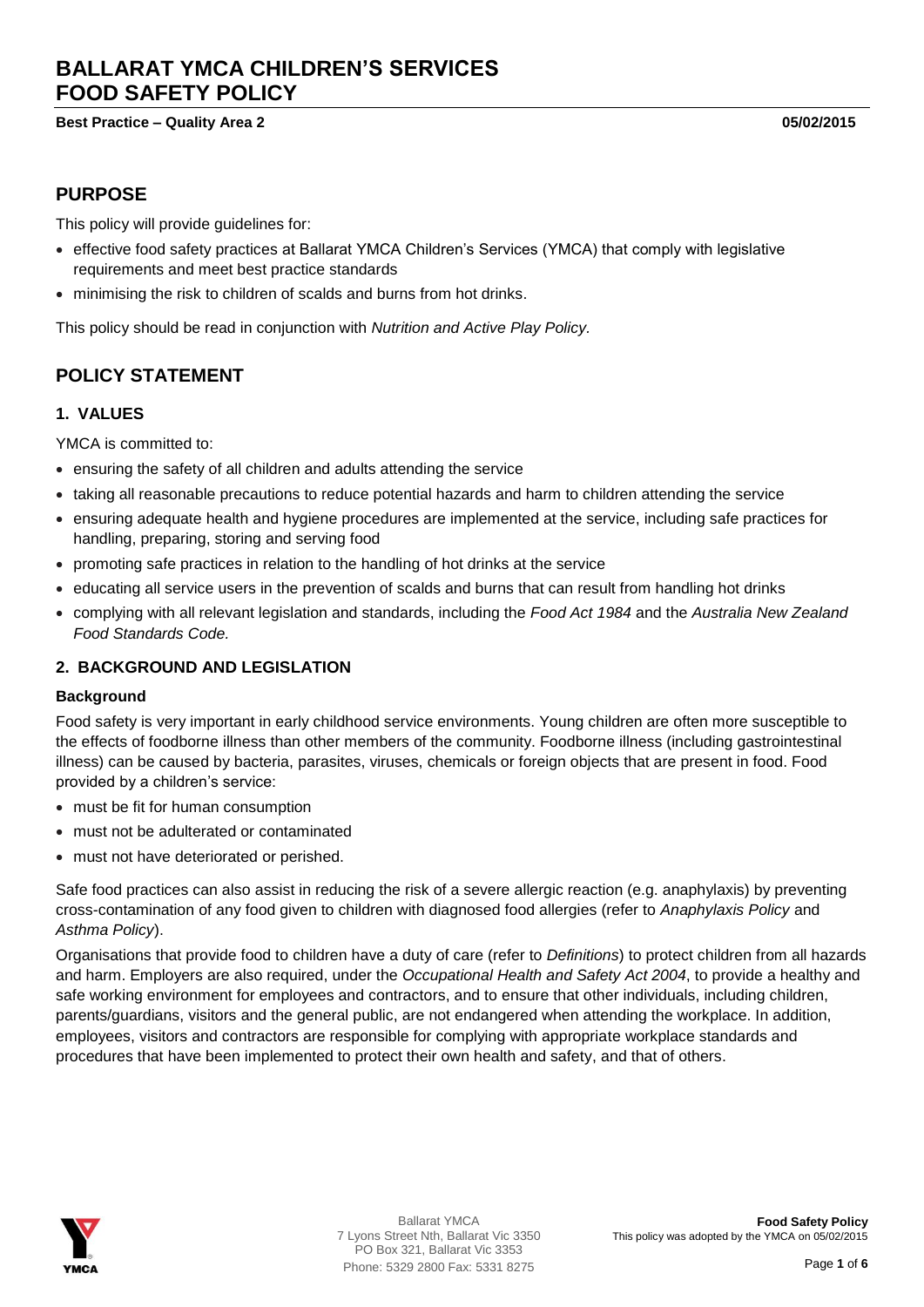# BALLARAT YMCA CHILDREN'S SERVICES FOOD SAFETY POLICY

**Best Practice – Quality Area 2** **05/02/2015**

## PURPOSE

This policy will provide guidelines for:

- effective food safety practices at Ballarat YMCA Children's Services (YMCA) that comply with legislative requirements and meet best practice standards
- minimising the risk to children of scalds and burns from hot drinks.

This policy should be read in conjunction with *Nutrition and Active Play Policy.*

## POLICY STATEMENT

### 1. VALUES

YMCA is committed to:

- ensuring the safety of all children and adults attending the service
- taking all reasonable precautions to reduce potential hazards and harm to children attending the service
- ensuring adequate health and hygiene procedures are implemented at the service, including safe practices for handling, preparing, storing and serving food
- promoting safe practices in relation to the handling of hot drinks at the service
- educating all service users in the prevention of scalds and burns that can result from handling hot drinks
- complying with all relevant legislation and standards, including the *Food Act 1984* and the *Australia New Zealand Food Standards Code.*

### 2. BACKGROUND AND LEGISLATION

#### Background

Food safety is very important in early childhood service environments. Young children are often more susceptible to the effects of foodborne illness than other members of the community. Foodborne illness (including gastrointestinal illness) can be caused by bacteria, parasites, viruses, chemicals or foreign objects that are present in food. Food provided by a children's service:

- must be fit for human consumption
- must not be adulterated or contaminated
- must not have deteriorated or perished.

Safe food practices can also assist in reducing the risk of a severe allergic reaction (e.g. anaphylaxis) by preventing cross-contamination of any food given to children with diagnosed food allergies (refer to *Anaphylaxis Policy* and *Asthma Policy*).

Organisations that provide food to children have a duty of care (refer to *Definitions*) to protect children from all hazards and harm. Employers are also required, under the *Occupational Health and Safety Act 2004*, to provide a healthy and safe working environment for employees and contractors, and to ensure that other individuals, including children, parents/guardians, visitors and the general public, are not endangered when attending the workplace. In addition, employees, visitors and contractors are responsible for complying with appropriate workplace standards and procedures that have been implemented to protect their own health and safety, and that of others.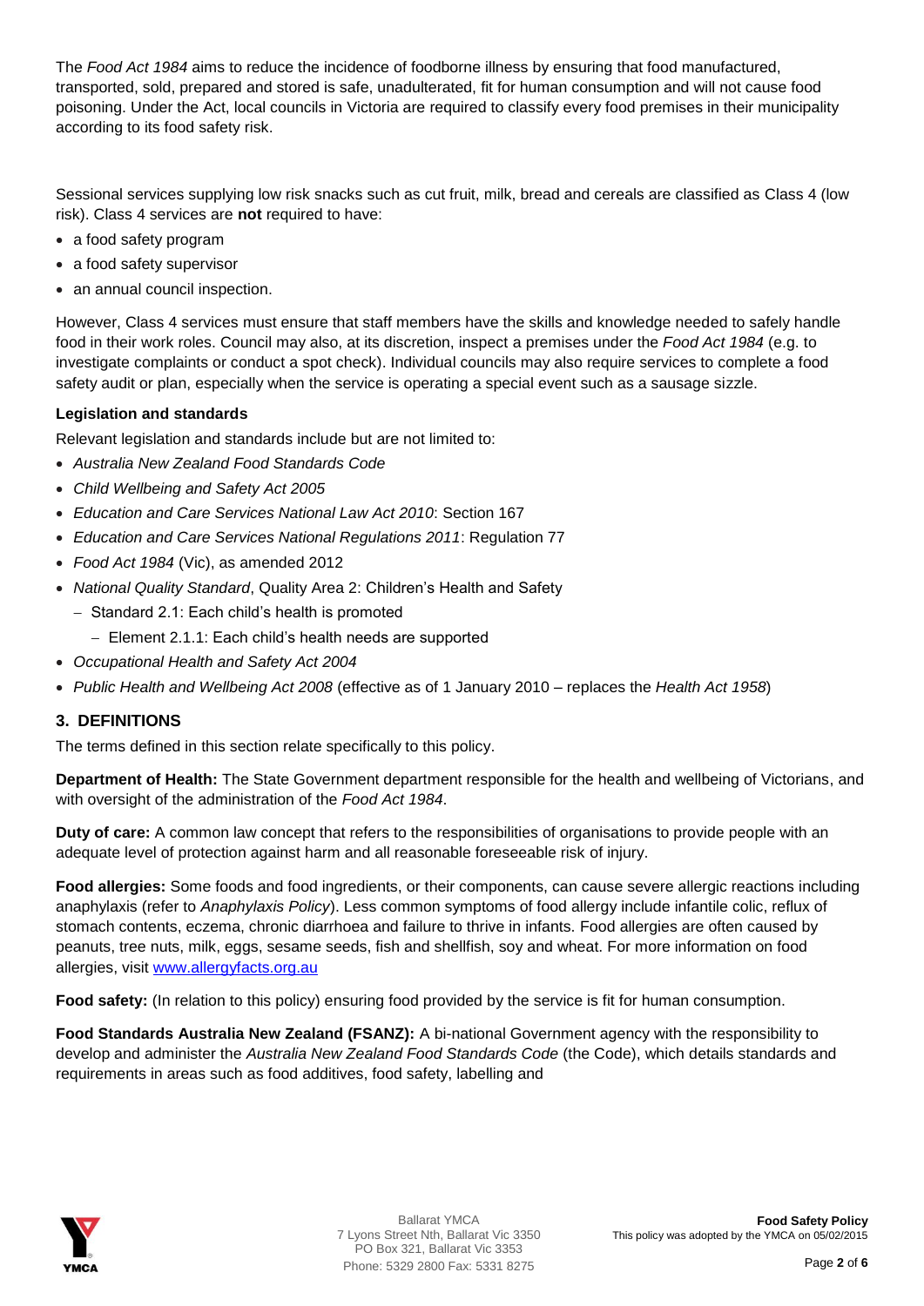The *Food Act 1984* aims to reduce the incidence of foodborne illness by ensuring that food manufactured, transported, sold, prepared and stored is safe, unadulterated, fit for human consumption and will not cause food poisoning. Under the Act, local councils in Victoria are required to classify every food premises in their municipality according to its food safety risk.

Sessional services supplying low risk snacks such as cut fruit, milk, bread and cereals are classified as Class 4 (low risk). Class 4 services are **not** required to have:

- a food safety program
- a food safety supervisor
- an annual council inspection.

However, Class 4 services must ensure that staff members have the skills and knowledge needed to safely handle food in their work roles. Council may also, at its discretion, inspect a premises under the *Food Act 1984* (e.g. to investigate complaints or conduct a spot check). Individual councils may also require services to complete a food safety audit or plan, especially when the service is operating a special event such as a sausage sizzle.

**Legislation and standards**

Relevant legislation and standards include but are not limited to:

- *Australia New Zealand Food Standards Code*
- *Child Wellbeing and Safety Act 2005*
- *Education and Care Services National Law Act 2010*: Section 167
- *Education and Care Services National Regulations 2011*: Regulation 77
- *Food Act 1984* (Vic), as amended 2012
- *National Quality Standard*, Quality Area 2: Children's Health and Safety
  - Standard 2.1: Each child's health is promoted
    - Element 2.1.1: Each child's health needs are supported
- *Occupational Health and Safety Act 2004*
- *Public Health and Wellbeing Act 2008* (effective as of 1 January 2010 – replaces the *Health Act 1958*)

## 3. DEFINITIONS

The terms defined in this section relate specifically to this policy.

**Department of Health:** The State Government department responsible for the health and wellbeing of Victorians, and with oversight of the administration of the *Food Act 1984*.

**Duty of care:** A common law concept that refers to the responsibilities of organisations to provide people with an adequate level of protection against harm and all reasonable foreseeable risk of injury.

**Food allergies:** Some foods and food ingredients, or their components, can cause severe allergic reactions including anaphylaxis (refer to *Anaphylaxis Policy*). Less common symptoms of food allergy include infantile colic, reflux of stomach contents, eczema, chronic diarrhoea and failure to thrive in infants. Food allergies are often caused by peanuts, tree nuts, milk, eggs, sesame seeds, fish and shellfish, soy and wheat. For more information on food allergies, visit [www.allergyfacts.org.au](http://www.allergyfacts.org.au)

**Food safety:** (In relation to this policy) ensuring food provided by the service is fit for human consumption.

**Food Standards Australia New Zealand (FSANZ):** A bi-national Government agency with the responsibility to develop and administer the *Australia New Zealand Food Standards Code* (the Code), which details standards and requirements in areas such as food additives, food safety, labelling and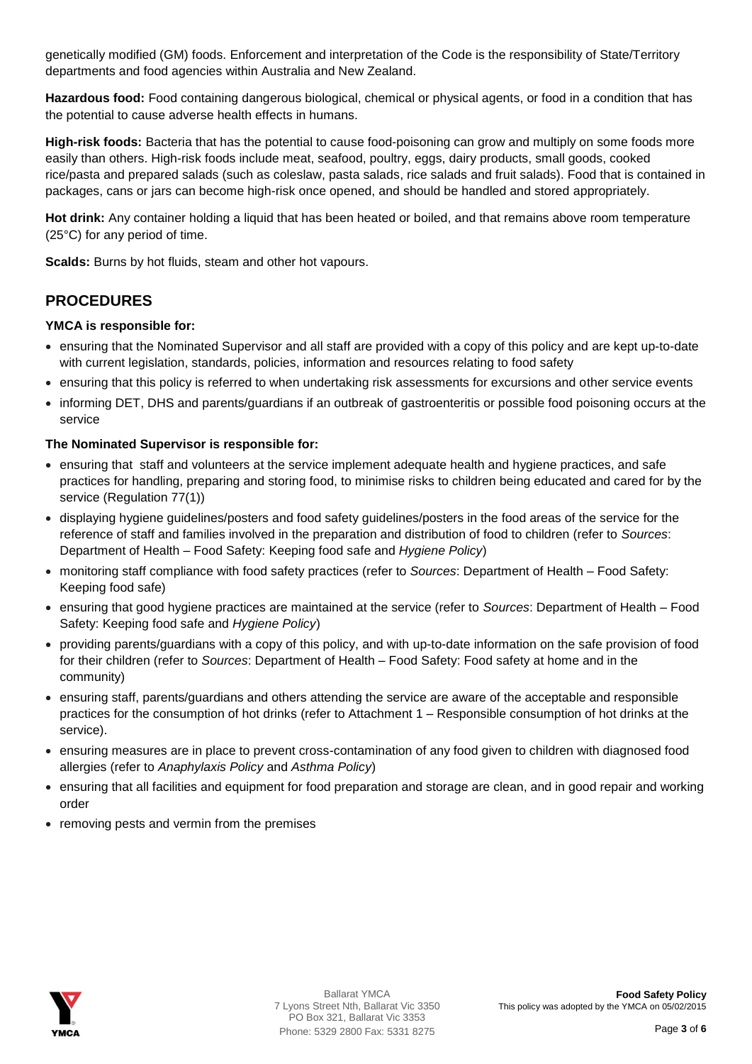genetically modified (GM) foods. Enforcement and interpretation of the Code is the responsibility of State/Territory departments and food agencies within Australia and New Zealand.

**Hazardous food:** Food containing dangerous biological, chemical or physical agents, or food in a condition that has the potential to cause adverse health effects in humans.

**High-risk foods:** Bacteria that has the potential to cause food-poisoning can grow and multiply on some foods more easily than others. High-risk foods include meat, seafood, poultry, eggs, dairy products, small goods, cooked rice/pasta and prepared salads (such as coleslaw, pasta salads, rice salads and fruit salads). Food that is contained in packages, cans or jars can become high-risk once opened, and should be handled and stored appropriately.

**Hot drink:** Any container holding a liquid that has been heated or boiled, and that remains above room temperature (25°C) for any period of time.

**Scalds:** Burns by hot fluids, steam and other hot vapours.

## PROCEDURES

### YMCA is responsible for:

- ensuring that the Nominated Supervisor and all staff are provided with a copy of this policy and are kept up-to-date with current legislation, standards, policies, information and resources relating to food safety
- ensuring that this policy is referred to when undertaking risk assessments for excursions and other service events
- informing DET, DHS and parents/guardians if an outbreak of gastroenteritis or possible food poisoning occurs at the service

### The Nominated Supervisor is responsible for:

- ensuring that staff and volunteers at the service implement adequate health and hygiene practices, and safe practices for handling, preparing and storing food, to minimise risks to children being educated and cared for by the service (Regulation 77(1))
- displaying hygiene guidelines/posters and food safety guidelines/posters in the food areas of the service for the reference of staff and families involved in the preparation and distribution of food to children (refer to *Sources*: Department of Health – Food Safety: Keeping food safe and *Hygiene Policy*)
- monitoring staff compliance with food safety practices (refer to *Sources*: Department of Health – Food Safety: Keeping food safe)
- ensuring that good hygiene practices are maintained at the service (refer to *Sources*: Department of Health – Food Safety: Keeping food safe and *Hygiene Policy*)
- providing parents/guardians with a copy of this policy, and with up-to-date information on the safe provision of food for their children (refer to *Sources*: Department of Health – Food Safety: Food safety at home and in the community)
- ensuring staff, parents/guardians and others attending the service are aware of the acceptable and responsible practices for the consumption of hot drinks (refer to Attachment 1 – Responsible consumption of hot drinks at the service).
- ensuring measures are in place to prevent cross-contamination of any food given to children with diagnosed food allergies (refer to *Anaphylaxis Policy* and *Asthma Policy*)
- ensuring that all facilities and equipment for food preparation and storage are clean, and in good repair and working order
- removing pests and vermin from the premises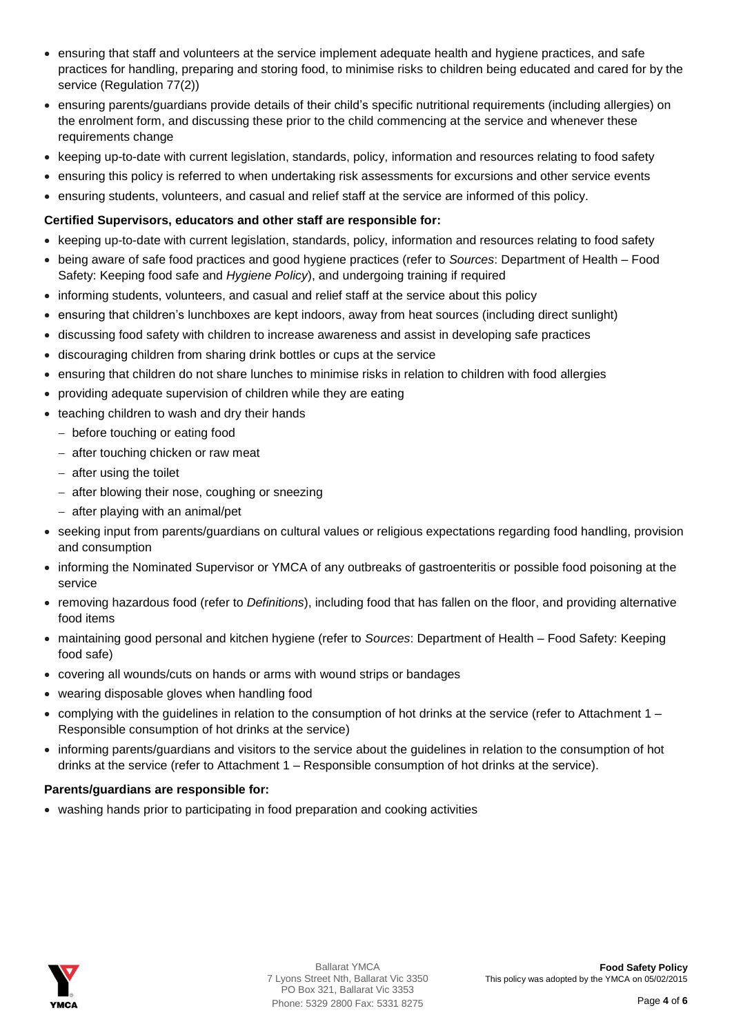- ensuring that staff and volunteers at the service implement adequate health and hygiene practices, and safe practices for handling, preparing and storing food, to minimise risks to children being educated and cared for by the service (Regulation 77(2))
- ensuring parents/guardians provide details of their child's specific nutritional requirements (including allergies) on the enrolment form, and discussing these prior to the child commencing at the service and whenever these requirements change
- keeping up-to-date with current legislation, standards, policy, information and resources relating to food safety
- ensuring this policy is referred to when undertaking risk assessments for excursions and other service events
- ensuring students, volunteers, and casual and relief staff at the service are informed of this policy.

**Certified Supervisors, educators and other staff are responsible for:**

- keeping up-to-date with current legislation, standards, policy, information and resources relating to food safety
- being aware of safe food practices and good hygiene practices (refer to *Sources*: Department of Health – Food Safety: Keeping food safe and *Hygiene Policy*), and undergoing training if required
- informing students, volunteers, and casual and relief staff at the service about this policy
- ensuring that children's lunchboxes are kept indoors, away from heat sources (including direct sunlight)
- discussing food safety with children to increase awareness and assist in developing safe practices
- discouraging children from sharing drink bottles or cups at the service
- ensuring that children do not share lunches to minimise risks in relation to children with food allergies
- providing adequate supervision of children while they are eating
- teaching children to wash and dry their hands
  - before touching or eating food
  - after touching chicken or raw meat
  - after using the toilet
  - after blowing their nose, coughing or sneezing
  - after playing with an animal/pet
- seeking input from parents/guardians on cultural values or religious expectations regarding food handling, provision and consumption
- informing the Nominated Supervisor or YMCA of any outbreaks of gastroenteritis or possible food poisoning at the service
- removing hazardous food (refer to *Definitions*), including food that has fallen on the floor, and providing alternative food items
- maintaining good personal and kitchen hygiene (refer to *Sources*: Department of Health – Food Safety: Keeping food safe)
- covering all wounds/cuts on hands or arms with wound strips or bandages
- wearing disposable gloves when handling food
- complying with the guidelines in relation to the consumption of hot drinks at the service (refer to Attachment 1 – Responsible consumption of hot drinks at the service)
- informing parents/guardians and visitors to the service about the guidelines in relation to the consumption of hot drinks at the service (refer to Attachment 1 – Responsible consumption of hot drinks at the service).

**Parents/guardians are responsible for:**

- washing hands prior to participating in food preparation and cooking activities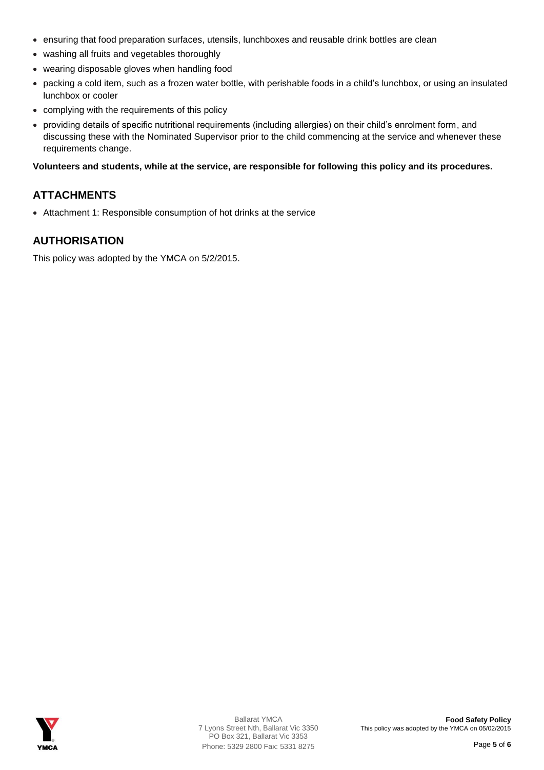- ensuring that food preparation surfaces, utensils, lunchboxes and reusable drink bottles are clean
- washing all fruits and vegetables thoroughly
- wearing disposable gloves when handling food
- packing a cold item, such as a frozen water bottle, with perishable foods in a child's lunchbox, or using an insulated lunchbox or cooler
- complying with the requirements of this policy
- providing details of specific nutritional requirements (including allergies) on their child's enrolment form, and discussing these with the Nominated Supervisor prior to the child commencing at the service and whenever these requirements change.

**Volunteers and students, while at the service, are responsible for following this policy and its procedures.**

## ATTACHMENTS

- Attachment 1: Responsible consumption of hot drinks at the service

## AUTHORISATION

This policy was adopted by the YMCA on 5/2/2015.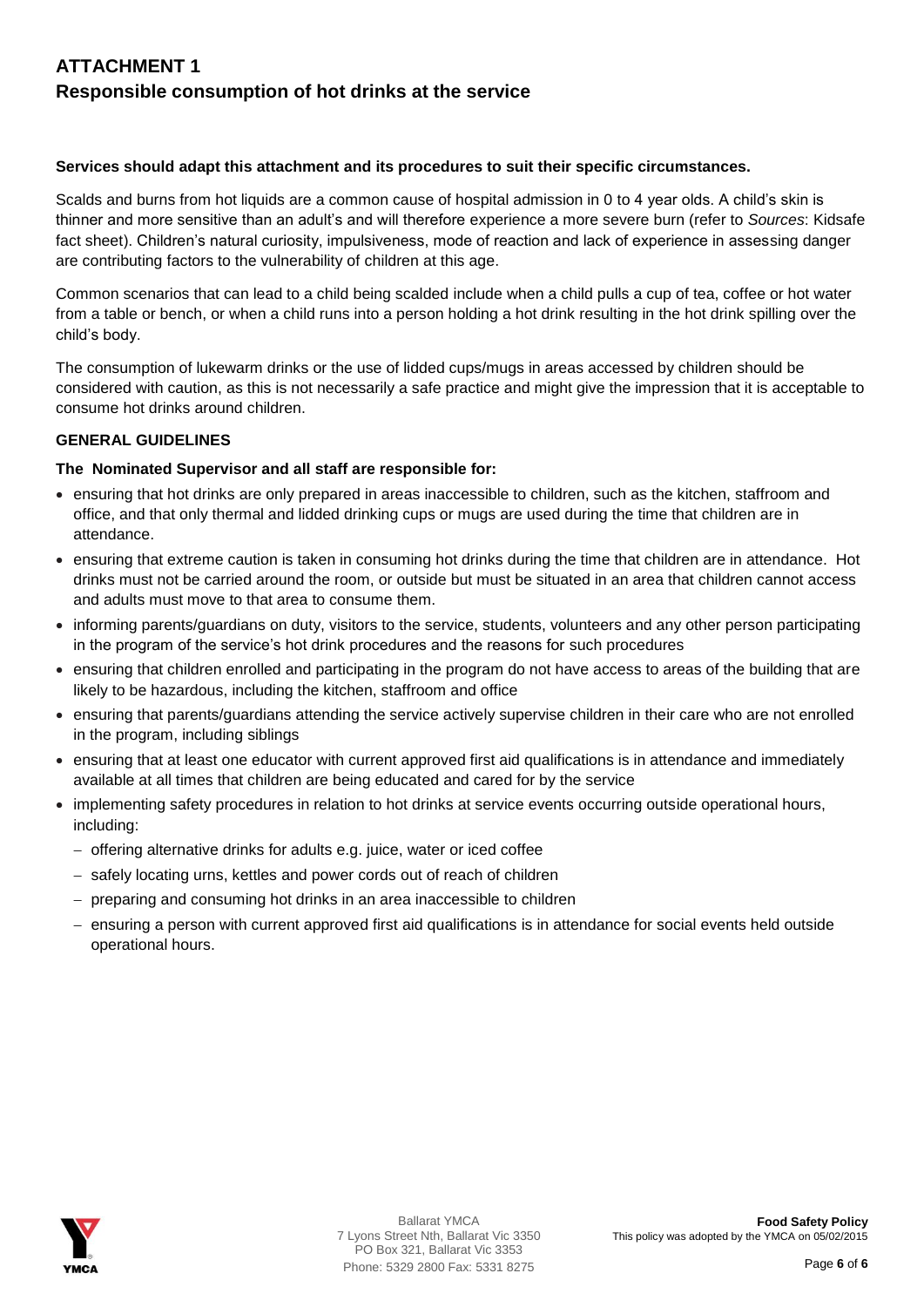# ATTACHMENT 1
## Responsible consumption of hot drinks at the service

**Services should adapt this attachment and its procedures to suit their specific circumstances.**

Scalds and burns from hot liquids are a common cause of hospital admission in 0 to 4 year olds. A child's skin is thinner and more sensitive than an adult's and will therefore experience a more severe burn (refer to *Sources*: Kidsafe fact sheet). Children's natural curiosity, impulsiveness, mode of reaction and lack of experience in assessing danger are contributing factors to the vulnerability of children at this age.

Common scenarios that can lead to a child being scalded include when a child pulls a cup of tea, coffee or hot water from a table or bench, or when a child runs into a person holding a hot drink resulting in the hot drink spilling over the child's body.

The consumption of lukewarm drinks or the use of lidded cups/mugs in areas accessed by children should be considered with caution, as this is not necessarily a safe practice and might give the impression that it is acceptable to consume hot drinks around children.

### GENERAL GUIDELINES

**The Nominated Supervisor and all staff are responsible for:**

- ensuring that hot drinks are only prepared in areas inaccessible to children, such as the kitchen, staffroom and office, and that only thermal and lidded drinking cups or mugs are used during the time that children are in attendance.
- ensuring that extreme caution is taken in consuming hot drinks during the time that children are in attendance. Hot drinks must not be carried around the room, or outside but must be situated in an area that children cannot access and adults must move to that area to consume them.
- informing parents/guardians on duty, visitors to the service, students, volunteers and any other person participating in the program of the service's hot drink procedures and the reasons for such procedures
- ensuring that children enrolled and participating in the program do not have access to areas of the building that are likely to be hazardous, including the kitchen, staffroom and office
- ensuring that parents/guardians attending the service actively supervise children in their care who are not enrolled in the program, including siblings
- ensuring that at least one educator with current approved first aid qualifications is in attendance and immediately available at all times that children are being educated and cared for by the service
- implementing safety procedures in relation to hot drinks at service events occurring outside operational hours, including:
  - offering alternative drinks for adults e.g. juice, water or iced coffee
  - safely locating urns, kettles and power cords out of reach of children
  - preparing and consuming hot drinks in an area inaccessible to children
  - ensuring a person with current approved first aid qualifications is in attendance for social events held outside operational hours.